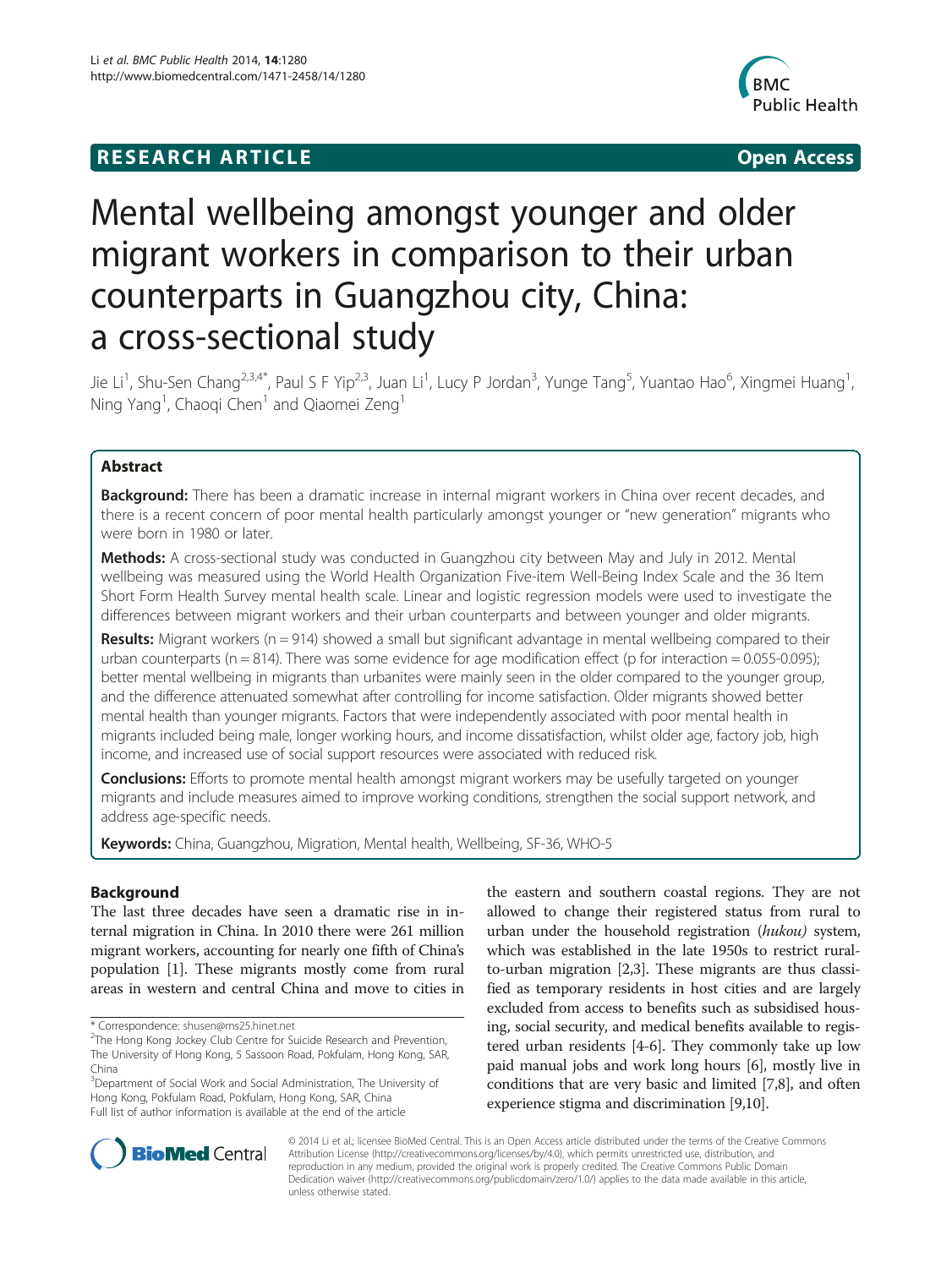**RESEARCH ARTICLE** **Open Access**

# Mental wellbeing amongst younger and older migrant workers in comparison to their urban counterparts in Guangzhou city, China: a cross-sectional study

Jie Li[1], Shu-Sen Chang[2,3,4*], Paul S F Yip[2,3], Juan Li[1], Lucy P Jordan[3], Yunge Tang[5], Yuantao Hao[6], Xingmei Huang[1], Ning Yang[1], Chaoqi Chen[1] and Qiaomei Zeng[1]

## Abstract

**Background:** There has been a dramatic increase in internal migrant workers in China over recent decades, and there is a recent concern of poor mental health particularly amongst younger or "new generation" migrants who were born in 1980 or later.

**Methods:** A cross-sectional study was conducted in Guangzhou city between May and July in 2012. Mental wellbeing was measured using the World Health Organization Five-item Well-Being Index Scale and the 36 Item Short Form Health Survey mental health scale. Linear and logistic regression models were used to investigate the differences between migrant workers and their urban counterparts and between younger and older migrants.

**Results:** Migrant workers (n = 914) showed a small but significant advantage in mental wellbeing compared to their urban counterparts (n = 814). There was some evidence for age modification effect (p for interaction = 0.055-0.095); better mental wellbeing in migrants than urbanites were mainly seen in the older compared to the younger group, and the difference attenuated somewhat after controlling for income satisfaction. Older migrants showed better mental health than younger migrants. Factors that were independently associated with poor mental health in migrants included being male, longer working hours, and income dissatisfaction, whilst older age, factory job, high income, and increased use of social support resources were associated with reduced risk.

**Conclusions:** Efforts to promote mental health amongst migrant workers may be usefully targeted on younger migrants and include measures aimed to improve working conditions, strengthen the social support network, and address age-specific needs.

**Keywords:** China, Guangzhou, Migration, Mental health, Wellbeing, SF-36, WHO-5

## Background

The last three decades have seen a dramatic rise in internal migration in China. In 2010 there were 261 million migrant workers, accounting for nearly one fifth of China's population [1]. These migrants mostly come from rural areas in western and central China and move to cities in the eastern and southern coastal regions. They are not allowed to change their registered status from rural to urban under the household registration (*hukou*) system, which was established in the late 1950s to restrict rural-to-urban migration [2,3]. These migrants are thus classified as temporary residents in host cities and are largely excluded from access to benefits such as subsidised housing, social security, and medical benefits available to registered urban residents [4-6]. They commonly take up low paid manual jobs and work long hours [6], mostly live in conditions that are very basic and limited [7,8], and often experience stigma and discrimination [9,10].

\* Correspondence: shusen@ms25.hinet.net
[2]The Hong Kong Jockey Club Centre for Suicide Research and Prevention, The University of Hong Kong, 5 Sassoon Road, Pokfulam, Hong Kong, SAR, China
[3]Department of Social Work and Social Administration, The University of Hong Kong, Pokfulam Road, Pokfulam, Hong Kong, SAR, China
Full list of author information is available at the end of the article

© 2014 Li et al.; licensee BioMed Central. This is an Open Access article distributed under the terms of the Creative Commons Attribution License (http://creativecommons.org/licenses/by/4.0), which permits unrestricted use, distribution, and reproduction in any medium, provided the original work is properly credited. The Creative Commons Public Domain Dedication waiver (http://creativecommons.org/publicdomain/zero/1.0/) applies to the data made available in this article, unless otherwise stated.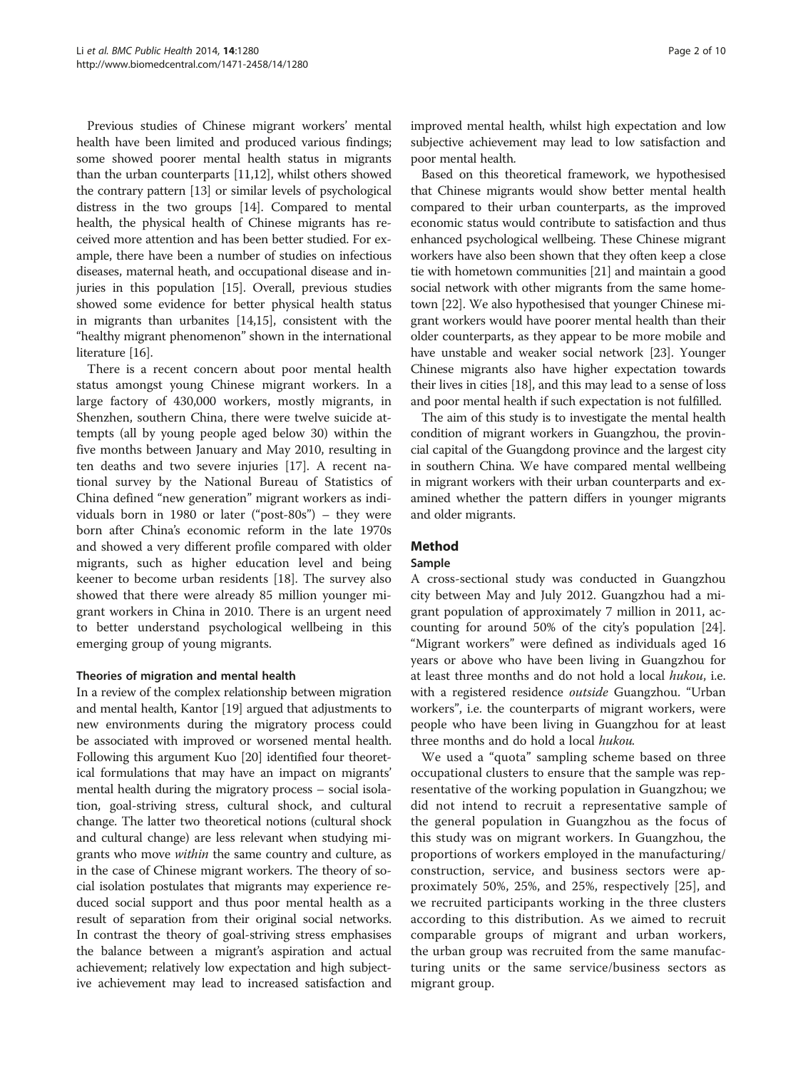Previous studies of Chinese migrant workers' mental health have been limited and produced various findings; some showed poorer mental health status in migrants than the urban counterparts [11,12], whilst others showed the contrary pattern [13] or similar levels of psychological distress in the two groups [14]. Compared to mental health, the physical health of Chinese migrants has received more attention and has been better studied. For example, there have been a number of studies on infectious diseases, maternal heath, and occupational disease and injuries in this population [15]. Overall, previous studies showed some evidence for better physical health status in migrants than urbanites [14,15], consistent with the "healthy migrant phenomenon" shown in the international literature [16].

There is a recent concern about poor mental health status amongst young Chinese migrant workers. In a large factory of 430,000 workers, mostly migrants, in Shenzhen, southern China, there were twelve suicide attempts (all by young people aged below 30) within the five months between January and May 2010, resulting in ten deaths and two severe injuries [17]. A recent national survey by the National Bureau of Statistics of China defined "new generation" migrant workers as individuals born in 1980 or later ("post-80s") – they were born after China's economic reform in the late 1970s and showed a very different profile compared with older migrants, such as higher education level and being keener to become urban residents [18]. The survey also showed that there were already 85 million younger migrant workers in China in 2010. There is an urgent need to better understand psychological wellbeing in this emerging group of young migrants.

### Theories of migration and mental health

In a review of the complex relationship between migration and mental health, Kantor [19] argued that adjustments to new environments during the migratory process could be associated with improved or worsened mental health. Following this argument Kuo [20] identified four theoretical formulations that may have an impact on migrants' mental health during the migratory process – social isolation, goal-striving stress, cultural shock, and cultural change. The latter two theoretical notions (cultural shock and cultural change) are less relevant when studying migrants who move *within* the same country and culture, as in the case of Chinese migrant workers. The theory of social isolation postulates that migrants may experience reduced social support and thus poor mental health as a result of separation from their original social networks. In contrast the theory of goal-striving stress emphasises the balance between a migrant's aspiration and actual achievement; relatively low expectation and high subjective achievement may lead to increased satisfaction and improved mental health, whilst high expectation and low subjective achievement may lead to low satisfaction and poor mental health.

Based on this theoretical framework, we hypothesised that Chinese migrants would show better mental health compared to their urban counterparts, as the improved economic status would contribute to satisfaction and thus enhanced psychological wellbeing. These Chinese migrant workers have also been shown that they often keep a close tie with hometown communities [21] and maintain a good social network with other migrants from the same hometown [22]. We also hypothesised that younger Chinese migrant workers would have poorer mental health than their older counterparts, as they appear to be more mobile and have unstable and weaker social network [23]. Younger Chinese migrants also have higher expectation towards their lives in cities [18], and this may lead to a sense of loss and poor mental health if such expectation is not fulfilled.

The aim of this study is to investigate the mental health condition of migrant workers in Guangzhou, the provincial capital of the Guangdong province and the largest city in southern China. We have compared mental wellbeing in migrant workers with their urban counterparts and examined whether the pattern differs in younger migrants and older migrants.

## Method

### Sample

A cross-sectional study was conducted in Guangzhou city between May and July 2012. Guangzhou had a migrant population of approximately 7 million in 2011, accounting for around 50% of the city's population [24]. "Migrant workers" were defined as individuals aged 16 years or above who have been living in Guangzhou for at least three months and do not hold a local *hukou*, i.e. with a registered residence *outside* Guangzhou. "Urban workers", i.e. the counterparts of migrant workers, were people who have been living in Guangzhou for at least three months and do hold a local *hukou*.

We used a "quota" sampling scheme based on three occupational clusters to ensure that the sample was representative of the working population in Guangzhou; we did not intend to recruit a representative sample of the general population in Guangzhou as the focus of this study was on migrant workers. In Guangzhou, the proportions of workers employed in the manufacturing/construction, service, and business sectors were approximately 50%, 25%, and 25%, respectively [25], and we recruited participants working in the three clusters according to this distribution. As we aimed to recruit comparable groups of migrant and urban workers, the urban group was recruited from the same manufacturing units or the same service/business sectors as migrant group.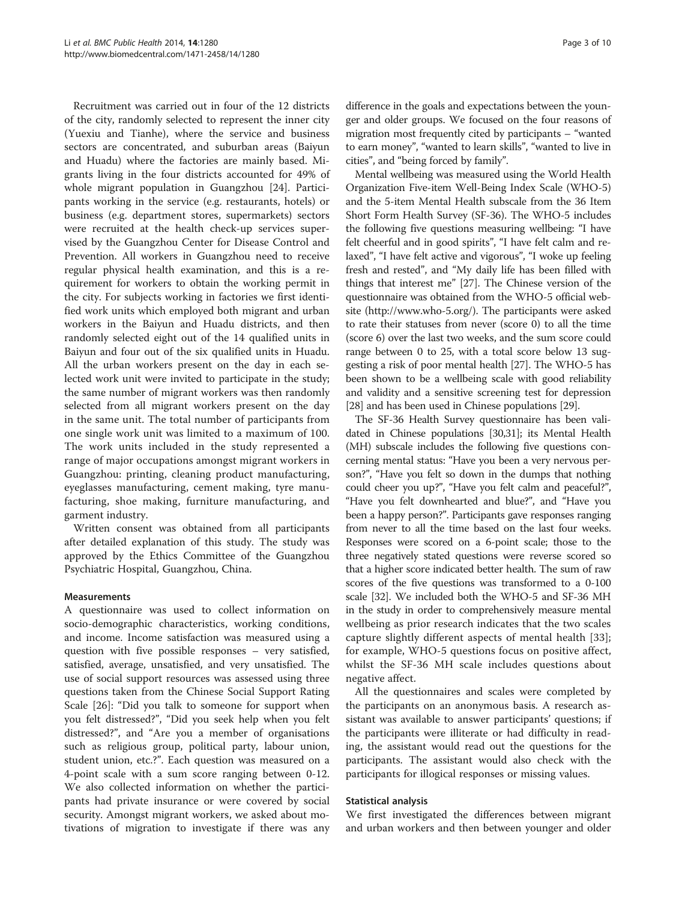Recruitment was carried out in four of the 12 districts of the city, randomly selected to represent the inner city (Yuexiu and Tianhe), where the service and business sectors are concentrated, and suburban areas (Baiyun and Huadu) where the factories are mainly based. Migrants living in the four districts accounted for 49% of whole migrant population in Guangzhou [24]. Participants working in the service (e.g. restaurants, hotels) or business (e.g. department stores, supermarkets) sectors were recruited at the health check-up services supervised by the Guangzhou Center for Disease Control and Prevention. All workers in Guangzhou need to receive regular physical health examination, and this is a requirement for workers to obtain the working permit in the city. For subjects working in factories we first identified work units which employed both migrant and urban workers in the Baiyun and Huadu districts, and then randomly selected eight out of the 14 qualified units in Baiyun and four out of the six qualified units in Huadu. All the urban workers present on the day in each selected work unit were invited to participate in the study; the same number of migrant workers was then randomly selected from all migrant workers present on the day in the same unit. The total number of participants from one single work unit was limited to a maximum of 100. The work units included in the study represented a range of major occupations amongst migrant workers in Guangzhou: printing, cleaning product manufacturing, eyeglasses manufacturing, cement making, tyre manufacturing, shoe making, furniture manufacturing, and garment industry.

Written consent was obtained from all participants after detailed explanation of this study. The study was approved by the Ethics Committee of the Guangzhou Psychiatric Hospital, Guangzhou, China.

### Measurements

A questionnaire was used to collect information on socio-demographic characteristics, working conditions, and income. Income satisfaction was measured using a question with five possible responses – very satisfied, satisfied, average, unsatisfied, and very unsatisfied. The use of social support resources was assessed using three questions taken from the Chinese Social Support Rating Scale [26]: "Did you talk to someone for support when you felt distressed?", "Did you seek help when you felt distressed?", and "Are you a member of organisations such as religious group, political party, labour union, student union, etc.?". Each question was measured on a 4-point scale with a sum score ranging between 0-12. We also collected information on whether the participants had private insurance or were covered by social security. Amongst migrant workers, we asked about motivations of migration to investigate if there was any difference in the goals and expectations between the younger and older groups. We focused on the four reasons of migration most frequently cited by participants – "wanted to earn money", "wanted to learn skills", "wanted to live in cities", and "being forced by family".

Mental wellbeing was measured using the World Health Organization Five-item Well-Being Index Scale (WHO-5) and the 5-item Mental Health subscale from the 36 Item Short Form Health Survey (SF-36). The WHO-5 includes the following five questions measuring wellbeing: "I have felt cheerful and in good spirits", "I have felt calm and relaxed", "I have felt active and vigorous", "I woke up feeling fresh and rested", and "My daily life has been filled with things that interest me" [27]. The Chinese version of the questionnaire was obtained from the WHO-5 official website (http://www.who-5.org/). The participants were asked to rate their statuses from never (score 0) to all the time (score 6) over the last two weeks, and the sum score could range between 0 to 25, with a total score below 13 suggesting a risk of poor mental health [27]. The WHO-5 has been shown to be a wellbeing scale with good reliability and validity and a sensitive screening test for depression [28] and has been used in Chinese populations [29].

The SF-36 Health Survey questionnaire has been validated in Chinese populations [30,31]; its Mental Health (MH) subscale includes the following five questions concerning mental status: "Have you been a very nervous person?", "Have you felt so down in the dumps that nothing could cheer you up?", "Have you felt calm and peaceful?", "Have you felt downhearted and blue?", and "Have you been a happy person?". Participants gave responses ranging from never to all the time based on the last four weeks. Responses were scored on a 6-point scale; those to the three negatively stated questions were reverse scored so that a higher score indicated better health. The sum of raw scores of the five questions was transformed to a 0-100 scale [32]. We included both the WHO-5 and SF-36 MH in the study in order to comprehensively measure mental wellbeing as prior research indicates that the two scales capture slightly different aspects of mental health [33]; for example, WHO-5 questions focus on positive affect, whilst the SF-36 MH scale includes questions about negative affect.

All the questionnaires and scales were completed by the participants on an anonymous basis. A research assistant was available to answer participants' questions; if the participants were illiterate or had difficulty in reading, the assistant would read out the questions for the participants. The assistant would also check with the participants for illogical responses or missing values.

### Statistical analysis

We first investigated the differences between migrant and urban workers and then between younger and older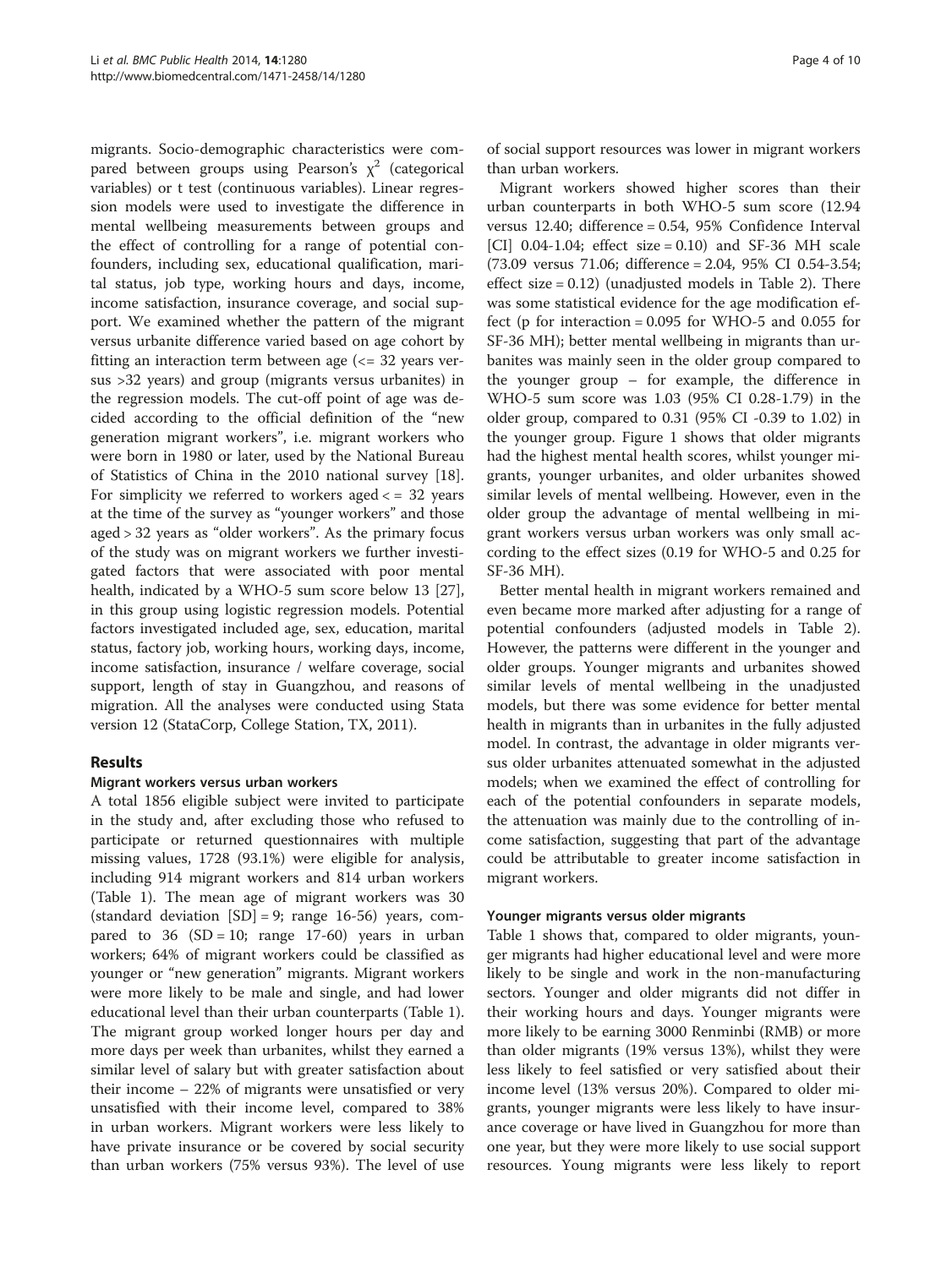migrants. Socio-demographic characteristics were compared between groups using Pearson's $\chi^2$ (categorical variables) or t test (continuous variables). Linear regression models were used to investigate the difference in mental wellbeing measurements between groups and the effect of controlling for a range of potential confounders, including sex, educational qualification, marital status, job type, working hours and days, income, income satisfaction, insurance coverage, and social support. We examined whether the pattern of the migrant versus urbanite difference varied based on age cohort by fitting an interaction term between age (<= 32 years versus >32 years) and group (migrants versus urbanites) in the regression models. The cut-off point of age was decided according to the official definition of the "new generation migrant workers", i.e. migrant workers who were born in 1980 or later, used by the National Bureau of Statistics of China in the 2010 national survey [18]. For simplicity we referred to workers aged < = 32 years at the time of the survey as "younger workers" and those aged > 32 years as "older workers". As the primary focus of the study was on migrant workers we further investigated factors that were associated with poor mental health, indicated by a WHO-5 sum score below 13 [27], in this group using logistic regression models. Potential factors investigated included age, sex, education, marital status, factory job, working hours, working days, income, income satisfaction, insurance / welfare coverage, social support, length of stay in Guangzhou, and reasons of migration. All the analyses were conducted using Stata version 12 (StataCorp, College Station, TX, 2011).

## Results

### Migrant workers versus urban workers

A total 1856 eligible subject were invited to participate in the study and, after excluding those who refused to participate or returned questionnaires with multiple missing values, 1728 (93.1%) were eligible for analysis, including 914 migrant workers and 814 urban workers (Table 1). The mean age of migrant workers was 30 (standard deviation [SD] = 9; range 16-56) years, compared to 36 (SD = 10; range 17-60) years in urban workers; 64% of migrant workers could be classified as younger or "new generation" migrants. Migrant workers were more likely to be male and single, and had lower educational level than their urban counterparts (Table 1). The migrant group worked longer hours per day and more days per week than urbanites, whilst they earned a similar level of salary but with greater satisfaction about their income – 22% of migrants were unsatisfied or very unsatisfied with their income level, compared to 38% in urban workers. Migrant workers were less likely to have private insurance or be covered by social security than urban workers (75% versus 93%). The level of use of social support resources was lower in migrant workers than urban workers.

Migrant workers showed higher scores than their urban counterparts in both WHO-5 sum score (12.94 versus 12.40; difference = 0.54, 95% Confidence Interval [CI] 0.04-1.04; effect size = 0.10) and SF-36 MH scale (73.09 versus 71.06; difference = 2.04, 95% CI 0.54-3.54; effect size = 0.12) (unadjusted models in Table 2). There was some statistical evidence for the age modification effect (p for interaction = 0.095 for WHO-5 and 0.055 for SF-36 MH); better mental wellbeing in migrants than urbanites was mainly seen in the older group compared to the younger group – for example, the difference in WHO-5 sum score was 1.03 (95% CI 0.28-1.79) in the older group, compared to 0.31 (95% CI -0.39 to 1.02) in the younger group. Figure 1 shows that older migrants had the highest mental health scores, whilst younger migrants, younger urbanites, and older urbanites showed similar levels of mental wellbeing. However, even in the older group the advantage of mental wellbeing in migrant workers versus urban workers was only small according to the effect sizes (0.19 for WHO-5 and 0.25 for SF-36 MH).

Better mental health in migrant workers remained and even became more marked after adjusting for a range of potential confounders (adjusted models in Table 2). However, the patterns were different in the younger and older groups. Younger migrants and urbanites showed similar levels of mental wellbeing in the unadjusted models, but there was some evidence for better mental health in migrants than in urbanites in the fully adjusted model. In contrast, the advantage in older migrants versus older urbanites attenuated somewhat in the adjusted models; when we examined the effect of controlling for each of the potential confounders in separate models, the attenuation was mainly due to the controlling of income satisfaction, suggesting that part of the advantage could be attributable to greater income satisfaction in migrant workers.

### Younger migrants versus older migrants

Table 1 shows that, compared to older migrants, younger migrants had higher educational level and were more likely to be single and work in the non-manufacturing sectors. Younger and older migrants did not differ in their working hours and days. Younger migrants were more likely to be earning 3000 Renminbi (RMB) or more than older migrants (19% versus 13%), whilst they were less likely to feel satisfied or very satisfied about their income level (13% versus 20%). Compared to older migrants, younger migrants were less likely to have insurance coverage or have lived in Guangzhou for more than one year, but they were more likely to use social support resources. Young migrants were less likely to report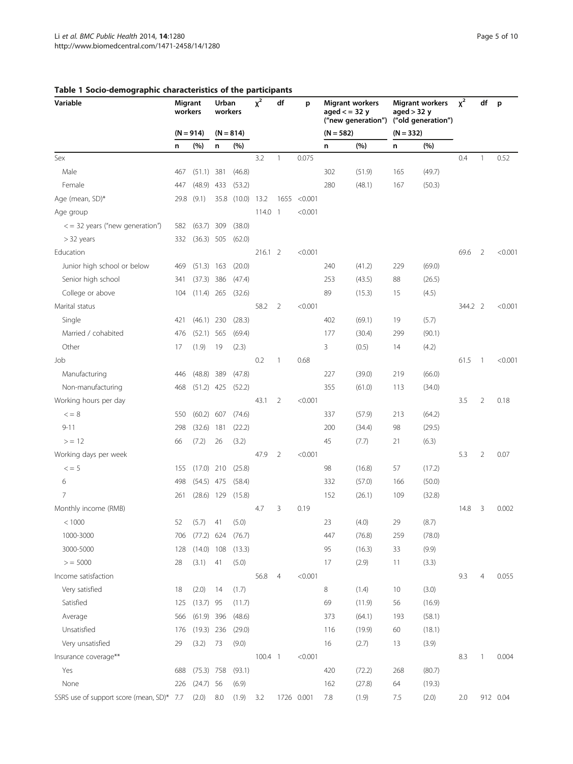**Table 1 Socio-demographic characteristics of the participants**

| Variable | Migrant workers | | Urban workers | | $\chi^2$ | df | p | Migrant workers aged <= 32 y ("new generation") | | Migrant workers aged > 32 y ("old generation") | | $\chi^2$ | df | p |
|---|---|---|---|---|---|---|---|---|---|---|---|---|---|---|
| | (N = 914) | | (N = 814) | | | | | (N = 582) | | (N = 332) | | | | |
| | n | (%) | n | (%) | | | | n | (%) | n | (%) | | | |
| Sex | | | | | 3.2 | 1 | 0.075 | | | | | 0.4 | 1 | 0.52 |
| Male | 467 | (51.1) | 381 | (46.8) | | | | 302 | (51.9) | 165 | (49.7) | | | |
| Female | 447 | (48.9) | 433 | (53.2) | | | | 280 | (48.1) | 167 | (50.3) | | | |
| Age (mean, SD)* | 29.8 | (9.1) | 35.8 | (10.0) | 13.2 | 1655 | <0.001 | | | | | | | |
| Age group | | | | | 114.0 | 1 | <0.001 | | | | | | | |
| <= 32 years ("new generation") | 582 | (63.7) | 309 | (38.0) | | | | | | | | | | |
| > 32 years | 332 | (36.3) | 505 | (62.0) | | | | | | | | | | |
| Education | | | | | 216.1 | 2 | <0.001 | | | | | 69.6 | 2 | <0.001 |
| Junior high school or below | 469 | (51.3) | 163 | (20.0) | | | | 240 | (41.2) | 229 | (69.0) | | | |
| Senior high school | 341 | (37.3) | 386 | (47.4) | | | | 253 | (43.5) | 88 | (26.5) | | | |
| College or above | 104 | (11.4) | 265 | (32.6) | | | | 89 | (15.3) | 15 | (4.5) | | | |
| Marital status | | | | | 58.2 | 2 | <0.001 | | | | | 344.2 | 2 | <0.001 |
| Single | 421 | (46.1) | 230 | (28.3) | | | | 402 | (69.1) | 19 | (5.7) | | | |
| Married / cohabited | 476 | (52.1) | 565 | (69.4) | | | | 177 | (30.4) | 299 | (90.1) | | | |
| Other | 17 | (1.9) | 19 | (2.3) | | | | 3 | (0.5) | 14 | (4.2) | | | |
| Job | | | | | 0.2 | 1 | 0.68 | | | | | 61.5 | 1 | <0.001 |
| Manufacturing | 446 | (48.8) | 389 | (47.8) | | | | 227 | (39.0) | 219 | (66.0) | | | |
| Non-manufacturing | 468 | (51.2) | 425 | (52.2) | | | | 355 | (61.0) | 113 | (34.0) | | | |
| Working hours per day | | | | | 43.1 | 2 | <0.001 | | | | | 3.5 | 2 | 0.18 |
| <= 8 | 550 | (60.2) | 607 | (74.6) | | | | 337 | (57.9) | 213 | (64.2) | | | |
| 9-11 | 298 | (32.6) | 181 | (22.2) | | | | 200 | (34.4) | 98 | (29.5) | | | |
| >= 12 | 66 | (7.2) | 26 | (3.2) | | | | 45 | (7.7) | 21 | (6.3) | | | |
| Working days per week | | | | | 47.9 | 2 | <0.001 | | | | | 5.3 | 2 | 0.07 |
| <= 5 | 155 | (17.0) | 210 | (25.8) | | | | 98 | (16.8) | 57 | (17.2) | | | |
| 6 | 498 | (54.5) | 475 | (58.4) | | | | 332 | (57.0) | 166 | (50.0) | | | |
| 7 | 261 | (28.6) | 129 | (15.8) | | | | 152 | (26.1) | 109 | (32.8) | | | |
| Monthly income (RMB) | | | | | 4.7 | 3 | 0.19 | | | | | 14.8 | 3 | 0.002 |
| < 1000 | 52 | (5.7) | 41 | (5.0) | | | | 23 | (4.0) | 29 | (8.7) | | | |
| 1000-3000 | 706 | (77.2) | 624 | (76.7) | | | | 447 | (76.8) | 259 | (78.0) | | | |
| 3000-5000 | 128 | (14.0) | 108 | (13.3) | | | | 95 | (16.3) | 33 | (9.9) | | | |
| >= 5000 | 28 | (3.1) | 41 | (5.0) | | | | 17 | (2.9) | 11 | (3.3) | | | |
| Income satisfaction | | | | | 56.8 | 4 | <0.001 | | | | | 9.3 | 4 | 0.055 |
| Very satisfied | 18 | (2.0) | 14 | (1.7) | | | | 8 | (1.4) | 10 | (3.0) | | | |
| Satisfied | 125 | (13.7) | 95 | (11.7) | | | | 69 | (11.9) | 56 | (16.9) | | | |
| Average | 566 | (61.9) | 396 | (48.6) | | | | 373 | (64.1) | 193 | (58.1) | | | |
| Unsatisfied | 176 | (19.3) | 236 | (29.0) | | | | 116 | (19.9) | 60 | (18.1) | | | |
| Very unsatisfied | 29 | (3.2) | 73 | (9.0) | | | | 16 | (2.7) | 13 | (3.9) | | | |
| Insurance coverage** | | | | | 100.4 | 1 | <0.001 | | | | | 8.3 | 1 | 0.004 |
| Yes | 688 | (75.3) | 758 | (93.1) | | | | 420 | (72.2) | 268 | (80.7) | | | |
| None | 226 | (24.7) | 56 | (6.9) | | | | 162 | (27.8) | 64 | (19.3) | | | |
| SSRS use of support score (mean, SD)* | 7.7 | (2.0) | 8.0 | (1.9) | 3.2 | 1726 | 0.001 | 7.8 | (1.9) | 7.5 | (2.0) | 2.0 | 912 | 0.04 |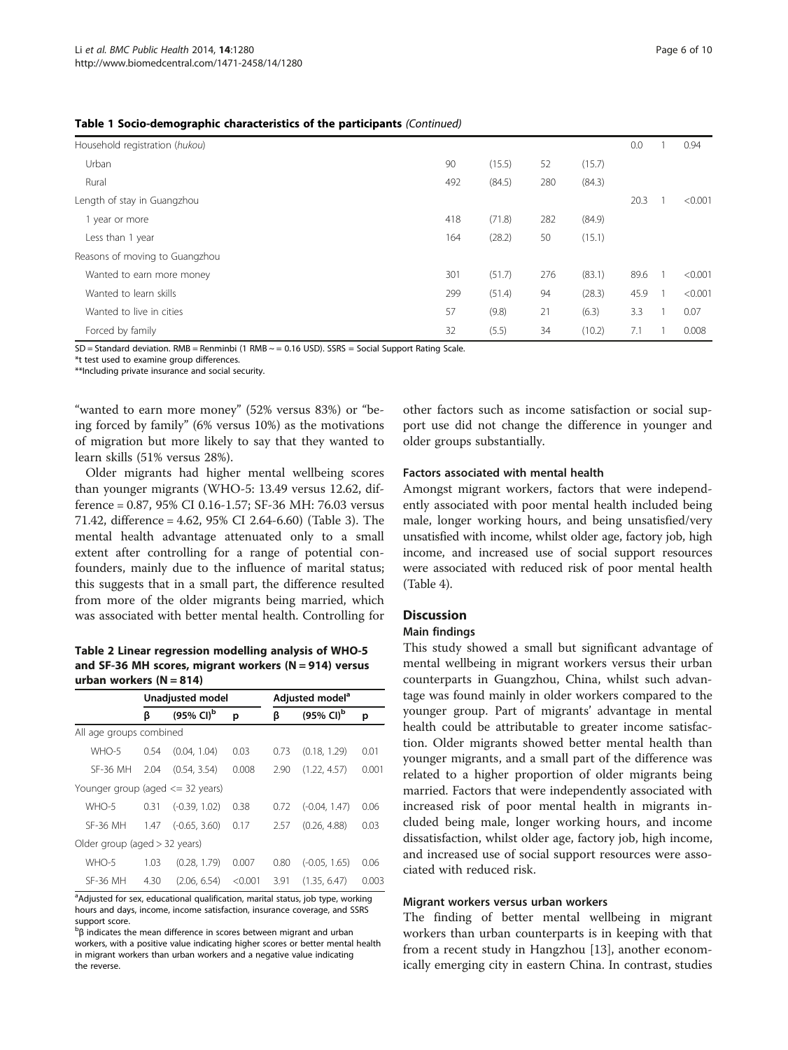**Table 1 Socio-demographic characteristics of the participants** *(Continued)*

| | | | | | | | |
|---|---|---|---|---|---|---|---|
| Household registration (*hukou*) | | | | | 0.0 | 1 | 0.94 |
| Urban | 90 | (15.5) | 52 | (15.7) | | | |
| Rural | 492 | (84.5) | 280 | (84.3) | | | |
| Length of stay in Guangzhou | | | | | 20.3 | 1 | <0.001 |
| 1 year or more | 418 | (71.8) | 282 | (84.9) | | | |
| Less than 1 year | 164 | (28.2) | 50 | (15.1) | | | |
| Reasons of moving to Guangzhou | | | | | | | |
| Wanted to earn more money | 301 | (51.7) | 276 | (83.1) | 89.6 | 1 | <0.001 |
| Wanted to learn skills | 299 | (51.4) | 94 | (28.3) | 45.9 | 1 | <0.001 |
| Wanted to live in cities | 57 | (9.8) | 21 | (6.3) | 3.3 | 1 | 0.07 |
| Forced by family | 32 | (5.5) | 34 | (10.2) | 7.1 | 1 | 0.008 |

SD = Standard deviation. RMB = Renminbi (1 RMB ~ = 0.16 USD). SSRS = Social Support Rating Scale.
*t test used to examine group differences.
**Including private insurance and social security.

"wanted to earn more money" (52% versus 83%) or "being forced by family" (6% versus 10%) as the motivations of migration but more likely to say that they wanted to learn skills (51% versus 28%).

Older migrants had higher mental wellbeing scores than younger migrants (WHO-5: 13.49 versus 12.62, difference = 0.87, 95% CI 0.16-1.57; SF-36 MH: 76.03 versus 71.42, difference = 4.62, 95% CI 2.64-6.60) (Table 3). The mental health advantage attenuated only to a small extent after controlling for a range of potential confounders, mainly due to the influence of marital status; this suggests that in a small part, the difference resulted from more of the older migrants being married, which was associated with better mental health. Controlling for other factors such as income satisfaction or social support use did not change the difference in younger and older groups substantially.

**Table 2 Linear regression modelling analysis of WHO-5 and SF-36 MH scores, migrant workers (N = 914) versus urban workers (N = 814)**

| | Unadjusted model | | | Adjusted model[a] | | |
|---|---|---|---|---|---|---|
| | β | (95% CI)[b] | p | β | (95% CI)[b] | p |
| All age groups combined | | | | | | |
| WHO-5 | 0.54 | (0.04, 1.04) | 0.03 | 0.73 | (0.18, 1.29) | 0.01 |
| SF-36 MH | 2.04 | (0.54, 3.54) | 0.008 | 2.90 | (1.22, 4.57) | 0.001 |
| Younger group (aged <= 32 years) | | | | | | |
| WHO-5 | 0.31 | (-0.39, 1.02) | 0.38 | 0.72 | (-0.04, 1.47) | 0.06 |
| SF-36 MH | 1.47 | (-0.65, 3.60) | 0.17 | 2.57 | (0.26, 4.88) | 0.03 |
| Older group (aged > 32 years) | | | | | | |
| WHO-5 | 1.03 | (0.28, 1.79) | 0.007 | 0.80 | (-0.05, 1.65) | 0.06 |
| SF-36 MH | 4.30 | (2.06, 6.54) | <0.001 | 3.91 | (1.35, 6.47) | 0.003 |

[a]Adjusted for sex, educational qualification, marital status, job type, working hours and days, income, income satisfaction, insurance coverage, and SSRS support score.
[b]β indicates the mean difference in scores between migrant and urban workers, with a positive value indicating higher scores or better mental health in migrant workers than urban workers and a negative value indicating the reverse.

### Factors associated with mental health

Amongst migrant workers, factors that were independently associated with poor mental health included being male, longer working hours, and being unsatisfied/very unsatisfied with income, whilst older age, factory job, high income, and increased use of social support resources were associated with reduced risk of poor mental health (Table 4).

## Discussion

### Main findings

This study showed a small but significant advantage of mental wellbeing in migrant workers versus their urban counterparts in Guangzhou, China, whilst such advantage was found mainly in older workers compared to the younger group. Part of migrants' advantage in mental health could be attributable to greater income satisfaction. Older migrants showed better mental health than younger migrants, and a small part of the difference was related to a higher proportion of older migrants being married. Factors that were independently associated with increased risk of poor mental health in migrants included being male, longer working hours, and income dissatisfaction, whilst older age, factory job, high income, and increased use of social support resources were associated with reduced risk.

### Migrant workers versus urban workers

The finding of better mental wellbeing in migrant workers than urban counterparts is in keeping with that from a recent study in Hangzhou [13], another economically emerging city in eastern China. In contrast, studies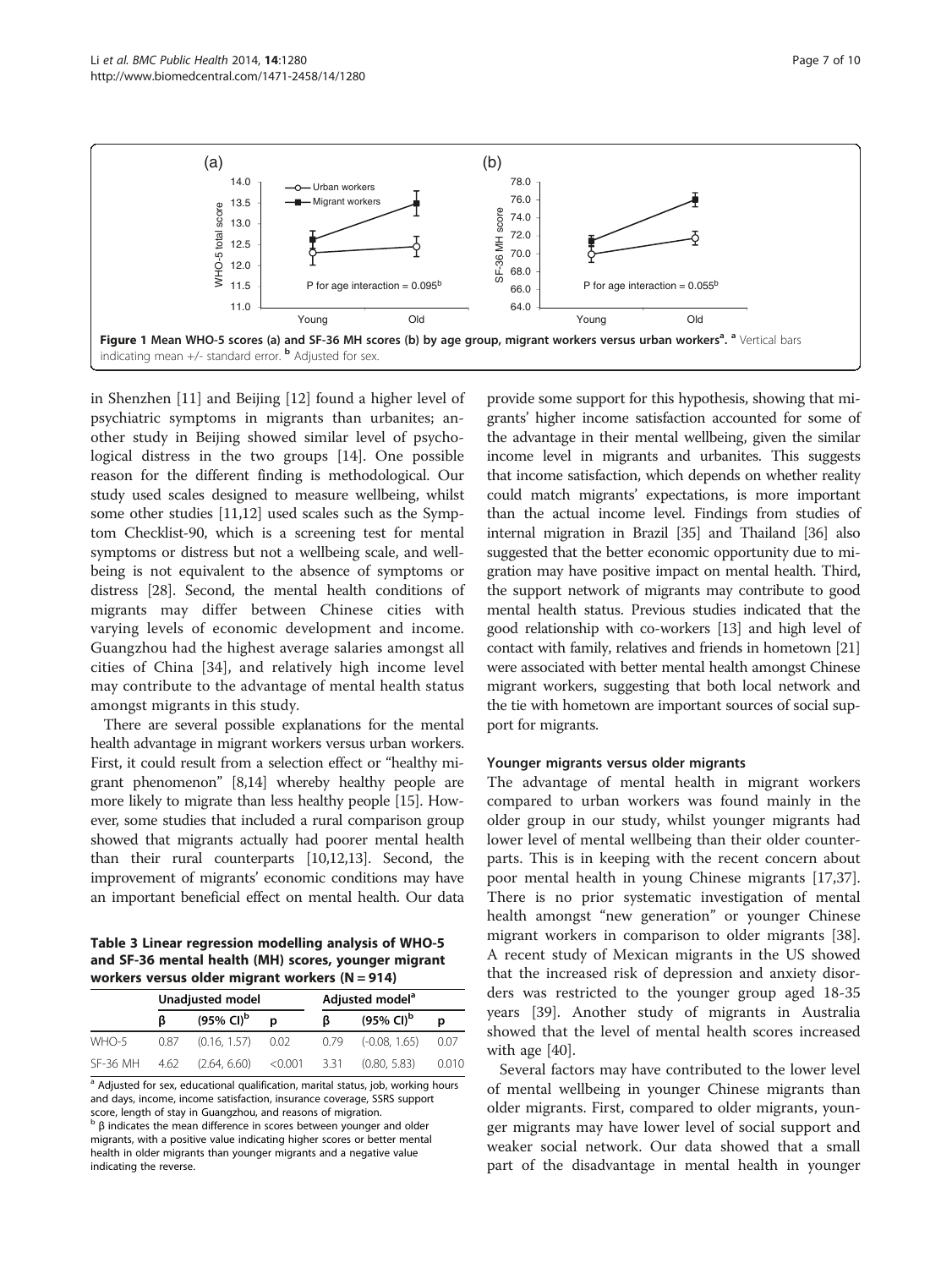Figure 1 Mean WHO-5 scores (a) and SF-36 MH scores (b) by age group, migrant workers versus urban workers[a]. [a] Vertical bars indicating mean +/- standard error. [b] Adjusted for sex.

in Shenzhen [11] and Beijing [12] found a higher level of psychiatric symptoms in migrants than urbanites; another study in Beijing showed similar level of psychological distress in the two groups [14]. One possible reason for the different finding is methodological. Our study used scales designed to measure wellbeing, whilst some other studies [11,12] used scales such as the Symptom Checklist-90, which is a screening test for mental symptoms or distress but not a wellbeing scale, and wellbeing is not equivalent to the absence of symptoms or distress [28]. Second, the mental health conditions of migrants may differ between Chinese cities with varying levels of economic development and income. Guangzhou had the highest average salaries amongst all cities of China [34], and relatively high income level may contribute to the advantage of mental health status amongst migrants in this study.

There are several possible explanations for the mental health advantage in migrant workers versus urban workers. First, it could result from a selection effect or "healthy migrant phenomenon" [8,14] whereby healthy people are more likely to migrate than less healthy people [15]. However, some studies that included a rural comparison group showed that migrants actually had poorer mental health than their rural counterparts [10,12,13]. Second, the improvement of migrants' economic conditions may have an important beneficial effect on mental health. Our data provide some support for this hypothesis, showing that migrants' higher income satisfaction accounted for some of the advantage in their mental wellbeing, given the similar income level in migrants and urbanites. This suggests that income satisfaction, which depends on whether reality could match migrants' expectations, is more important than the actual income level. Findings from studies of internal migration in Brazil [35] and Thailand [36] also suggested that the better economic opportunity due to migration may have positive impact on mental health. Third, the support network of migrants may contribute to good mental health status. Previous studies indicated that the good relationship with co-workers [13] and high level of contact with family, relatives and friends in hometown [21] were associated with better mental health amongst Chinese migrant workers, suggesting that both local network and the tie with hometown are important sources of social support for migrants.

**Table 3 Linear regression modelling analysis of WHO-5 and SF-36 mental health (MH) scores, younger migrant workers versus older migrant workers (N = 914)**

| | Unadjusted model | | | Adjusted model[a] | | |
|---|---|---|---|---|---|---|
| | β | (95% CI)[b] | p | β | (95% CI)[b] | p |
| WHO-5 | 0.87 | (0.16, 1.57) | 0.02 | 0.79 | (-0.08, 1.65) | 0.07 |
| SF-36 MH | 4.62 | (2.64, 6.60) | <0.001 | 3.31 | (0.80, 5.83) | 0.010 |

[a] Adjusted for sex, educational qualification, marital status, job, working hours and days, income, income satisfaction, insurance coverage, SSRS support score, length of stay in Guangzhou, and reasons of migration.
[b] β indicates the mean difference in scores between younger and older migrants, with a positive value indicating higher scores or better mental health in older migrants than younger migrants and a negative value indicating the reverse.

### Younger migrants versus older migrants

The advantage of mental health in migrant workers compared to urban workers was found mainly in the older group in our study, whilst younger migrants had lower level of mental wellbeing than their older counterparts. This is in keeping with the recent concern about poor mental health in young Chinese migrants [17,37]. There is no prior systematic investigation of mental health amongst "new generation" or younger Chinese migrant workers in comparison to older migrants [38]. A recent study of Mexican migrants in the US showed that the increased risk of depression and anxiety disorders was restricted to the younger group aged 18-35 years [39]. Another study of migrants in Australia showed that the level of mental health scores increased with age [40].

Several factors may have contributed to the lower level of mental wellbeing in younger Chinese migrants than older migrants. First, compared to older migrants, younger migrants may have lower level of social support and weaker social network. Our data showed that a small part of the disadvantage in mental health in younger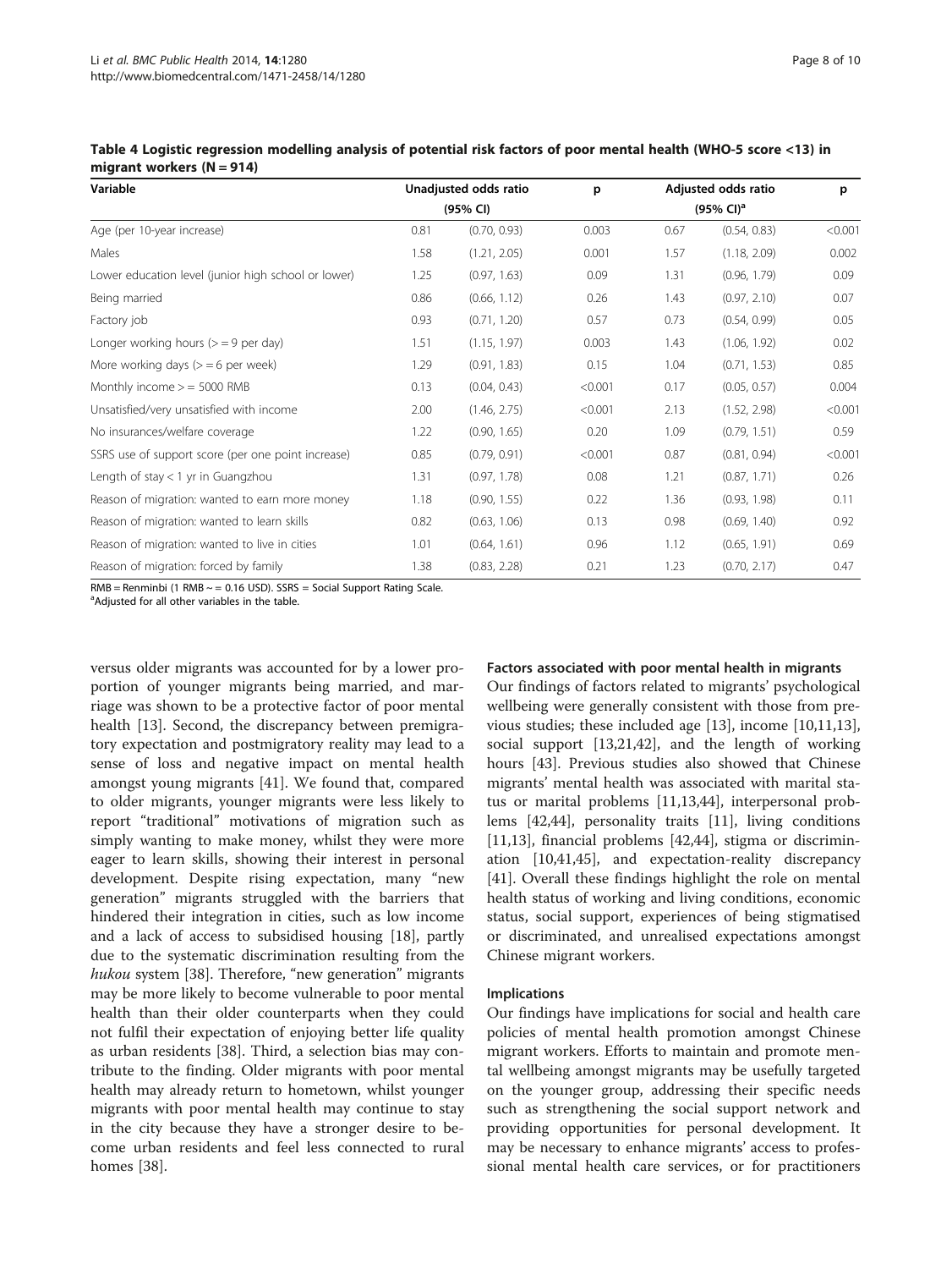**Table 4 Logistic regression modelling analysis of potential risk factors of poor mental health (WHO-5 score <13) in migrant workers (N = 914)**

| Variable | Unadjusted odds ratio (95% CI) | | p | Adjusted odds ratio (95% CI)[a] | | p |
|---|---|---|---|---|---|---|
| Age (per 10-year increase) | 0.81 | (0.70, 0.93) | 0.003 | 0.67 | (0.54, 0.83) | <0.001 |
| Males | 1.58 | (1.21, 2.05) | 0.001 | 1.57 | (1.18, 2.09) | 0.002 |
| Lower education level (junior high school or lower) | 1.25 | (0.97, 1.63) | 0.09 | 1.31 | (0.96, 1.79) | 0.09 |
| Being married | 0.86 | (0.66, 1.12) | 0.26 | 1.43 | (0.97, 2.10) | 0.07 |
| Factory job | 0.93 | (0.71, 1.20) | 0.57 | 0.73 | (0.54, 0.99) | 0.05 |
| Longer working hours (> = 9 per day) | 1.51 | (1.15, 1.97) | 0.003 | 1.43 | (1.06, 1.92) | 0.02 |
| More working days (> = 6 per week) | 1.29 | (0.91, 1.83) | 0.15 | 1.04 | (0.71, 1.53) | 0.85 |
| Monthly income > = 5000 RMB | 0.13 | (0.04, 0.43) | <0.001 | 0.17 | (0.05, 0.57) | 0.004 |
| Unsatisfied/very unsatisfied with income | 2.00 | (1.46, 2.75) | <0.001 | 2.13 | (1.52, 2.98) | <0.001 |
| No insurances/welfare coverage | 1.22 | (0.90, 1.65) | 0.20 | 1.09 | (0.79, 1.51) | 0.59 |
| SSRS use of support score (per one point increase) | 0.85 | (0.79, 0.91) | <0.001 | 0.87 | (0.81, 0.94) | <0.001 |
| Length of stay < 1 yr in Guangzhou | 1.31 | (0.97, 1.78) | 0.08 | 1.21 | (0.87, 1.71) | 0.26 |
| Reason of migration: wanted to earn more money | 1.18 | (0.90, 1.55) | 0.22 | 1.36 | (0.93, 1.98) | 0.11 |
| Reason of migration: wanted to learn skills | 0.82 | (0.63, 1.06) | 0.13 | 0.98 | (0.69, 1.40) | 0.92 |
| Reason of migration: wanted to live in cities | 1.01 | (0.64, 1.61) | 0.96 | 1.12 | (0.65, 1.91) | 0.69 |
| Reason of migration: forced by family | 1.38 | (0.83, 2.28) | 0.21 | 1.23 | (0.70, 2.17) | 0.47 |

RMB = Renminbi (1 RMB ~ = 0.16 USD). SSRS = Social Support Rating Scale.
[a]Adjusted for all other variables in the table.

versus older migrants was accounted for by a lower proportion of younger migrants being married, and marriage was shown to be a protective factor of poor mental health [13]. Second, the discrepancy between premigratory expectation and postmigratory reality may lead to a sense of loss and negative impact on mental health amongst young migrants [41]. We found that, compared to older migrants, younger migrants were less likely to report "traditional" motivations of migration such as simply wanting to make money, whilst they were more eager to learn skills, showing their interest in personal development. Despite rising expectation, many "new generation" migrants struggled with the barriers that hindered their integration in cities, such as low income and a lack of access to subsidised housing [18], partly due to the systematic discrimination resulting from the *hukou* system [38]. Therefore, "new generation" migrants may be more likely to become vulnerable to poor mental health than their older counterparts when they could not fulfil their expectation of enjoying better life quality as urban residents [38]. Third, a selection bias may contribute to the finding. Older migrants with poor mental health may already return to hometown, whilst younger migrants with poor mental health may continue to stay in the city because they have a stronger desire to become urban residents and feel less connected to rural homes [38].

### Factors associated with poor mental health in migrants

Our findings of factors related to migrants' psychological wellbeing were generally consistent with those from previous studies; these included age [13], income [10,11,13], social support [13,21,42], and the length of working hours [43]. Previous studies also showed that Chinese migrants' mental health was associated with marital status or marital problems [11,13,44], interpersonal problems [42,44], personality traits [11], living conditions [11,13], financial problems [42,44], stigma or discrimination [10,41,45], and expectation-reality discrepancy [41]. Overall these findings highlight the role on mental health status of working and living conditions, economic status, social support, experiences of being stigmatised or discriminated, and unrealised expectations amongst Chinese migrant workers.

### Implications

Our findings have implications for social and health care policies of mental health promotion amongst Chinese migrant workers. Efforts to maintain and promote mental wellbeing amongst migrants may be usefully targeted on the younger group, addressing their specific needs such as strengthening the social support network and providing opportunities for personal development. It may be necessary to enhance migrants' access to professional mental health care services, or for practitioners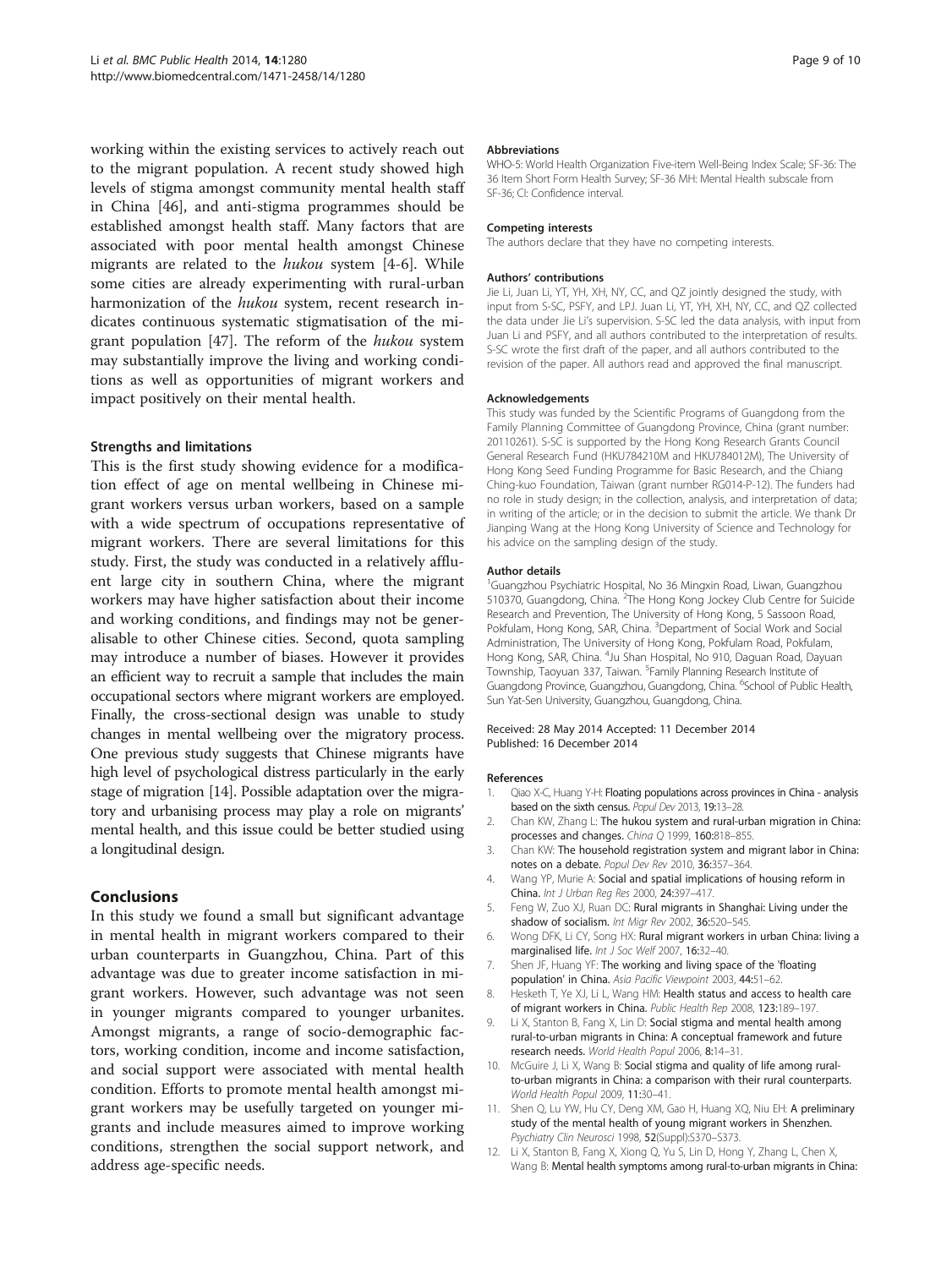working within the existing services to actively reach out to the migrant population. A recent study showed high levels of stigma amongst community mental health staff in China [46], and anti-stigma programmes should be established amongst health staff. Many factors that are associated with poor mental health amongst Chinese migrants are related to the *hukou* system [4-6]. While some cities are already experimenting with rural-urban harmonization of the *hukou* system, recent research indicates continuous systematic stigmatisation of the migrant population [47]. The reform of the *hukou* system may substantially improve the living and working conditions as well as opportunities of migrant workers and impact positively on their mental health.

### Strengths and limitations

This is the first study showing evidence for a modification effect of age on mental wellbeing in Chinese migrant workers versus urban workers, based on a sample with a wide spectrum of occupations representative of migrant workers. There are several limitations for this study. First, the study was conducted in a relatively affluent large city in southern China, where the migrant workers may have higher satisfaction about their income and working conditions, and findings may not be generalisable to other Chinese cities. Second, quota sampling may introduce a number of biases. However it provides an efficient way to recruit a sample that includes the main occupational sectors where migrant workers are employed. Finally, the cross-sectional design was unable to study changes in mental wellbeing over the migratory process. One previous study suggests that Chinese migrants have high level of psychological distress particularly in the early stage of migration [14]. Possible adaptation over the migratory and urbanising process may play a role on migrants' mental health, and this issue could be better studied using a longitudinal design.

## Conclusions

In this study we found a small but significant advantage in mental health in migrant workers compared to their urban counterparts in Guangzhou, China. Part of this advantage was due to greater income satisfaction in migrant workers. However, such advantage was not seen in younger migrants compared to younger urbanites. Amongst migrants, a range of socio-demographic factors, working condition, income and income satisfaction, and social support were associated with mental health condition. Efforts to promote mental health amongst migrant workers may be usefully targeted on younger migrants and include measures aimed to improve working conditions, strengthen the social support network, and address age-specific needs.

#### Abbreviations

WHO-5: World Health Organization Five-item Well-Being Index Scale; SF-36: The 36 Item Short Form Health Survey; SF-36 MH: Mental Health subscale from SF-36; CI: Confidence interval.

#### Competing interests

The authors declare that they have no competing interests.

#### Authors' contributions

Jie Li, Juan Li, YT, YH, XH, NY, CC, and QZ jointly designed the study, with input from S-SC, PSFY, and LPJ. Juan Li, YT, YH, XH, NY, CC, and QZ collected the data under Jie Li's supervision. S-SC led the data analysis, with input from Juan Li and PSFY, and all authors contributed to the interpretation of results. S-SC wrote the first draft of the paper, and all authors contributed to the revision of the paper. All authors read and approved the final manuscript.

#### Acknowledgements

This study was funded by the Scientific Programs of Guangdong from the Family Planning Committee of Guangdong Province, China (grant number: 20110261). S-SC is supported by the Hong Kong Research Grants Council General Research Fund (HKU784210M and HKU784012M), The University of Hong Kong Seed Funding Programme for Basic Research, and the Chiang Ching-kuo Foundation, Taiwan (grant number RG014-P-12). The funders had no role in study design; in the collection, analysis, and interpretation of data; in writing of the article; or in the decision to submit the article. We thank Dr Jianping Wang at the Hong Kong University of Science and Technology for his advice on the sampling design of the study.

#### Author details

[1]Guangzhou Psychiatric Hospital, No 36 Mingxin Road, Liwan, Guangzhou 510370, Guangdong, China. [2]The Hong Kong Jockey Club Centre for Suicide Research and Prevention, The University of Hong Kong, 5 Sassoon Road, Pokfulam, Hong Kong, SAR, China. [3]Department of Social Work and Social Administration, The University of Hong Kong, Pokfulam Road, Pokfulam, Hong Kong, SAR, China. [4]Ju Shan Hospital, No 910, Daguan Road, Dayuan Township, Taoyuan 337, Taiwan. [5]Family Planning Research Institute of Guangdong Province, Guangzhou, Guangdong, China. [6]School of Public Health, Sun Yat-Sen University, Guangzhou, Guangdong, China.

Received: 28 May 2014 Accepted: 11 December 2014
Published: 16 December 2014

#### References

1. Qiao X-C, Huang Y-H: **Floating populations across provinces in China - analysis based on the sixth census.** *Popul Dev* 2013, **19:**13–28.
2. Chan KW, Zhang L: **The hukou system and rural-urban migration in China: processes and changes.** *China Q* 1999, **160:**818–855.
3. Chan KW: **The household registration system and migrant labor in China: notes on a debate.** *Popul Dev Rev* 2010, **36:**357–364.
4. Wang YP, Murie A: **Social and spatial implications of housing reform in China.** *Int J Urban Reg Res* 2000, **24:**397–417.
5. Feng W, Zuo XJ, Ruan DC: **Rural migrants in Shanghai: Living under the shadow of socialism.** *Int Migr Rev* 2002, **36:**520–545.
6. Wong DFK, Li CY, Song HX: **Rural migrant workers in urban China: living a marginalised life.** *Int J Soc Welf* 2007, **16:**32–40.
7. Shen JF, Huang YF: **The working and living space of the 'floating population' in China.** *Asia Pacific Viewpoint* 2003, **44:**51–62.
8. Hesketh T, Ye XJ, Li L, Wang HM: **Health status and access to health care of migrant workers in China.** *Public Health Rep* 2008, **123:**189–197.
9. Li X, Stanton B, Fang X, Lin D: **Social stigma and mental health among rural-to-urban migrants in China: A conceptual framework and future research needs.** *World Health Popul* 2006, **8:**14–31.
10. McGuire J, Li X, Wang B: **Social stigma and quality of life among rural-to-urban migrants in China: a comparison with their rural counterparts.** *World Health Popul* 2009, **11:**30–41.
11. Shen Q, Lu YW, Hu CY, Deng XM, Gao H, Huang XQ, Niu EH: **A preliminary study of the mental health of young migrant workers in Shenzhen.** *Psychiatry Clin Neurosci* 1998, **52**(Suppl):S370–S373.
12. Li X, Stanton B, Fang X, Xiong Q, Yu S, Lin D, Hong Y, Zhang L, Chen X, Wang B: **Mental health symptoms among rural-to-urban migrants in China:**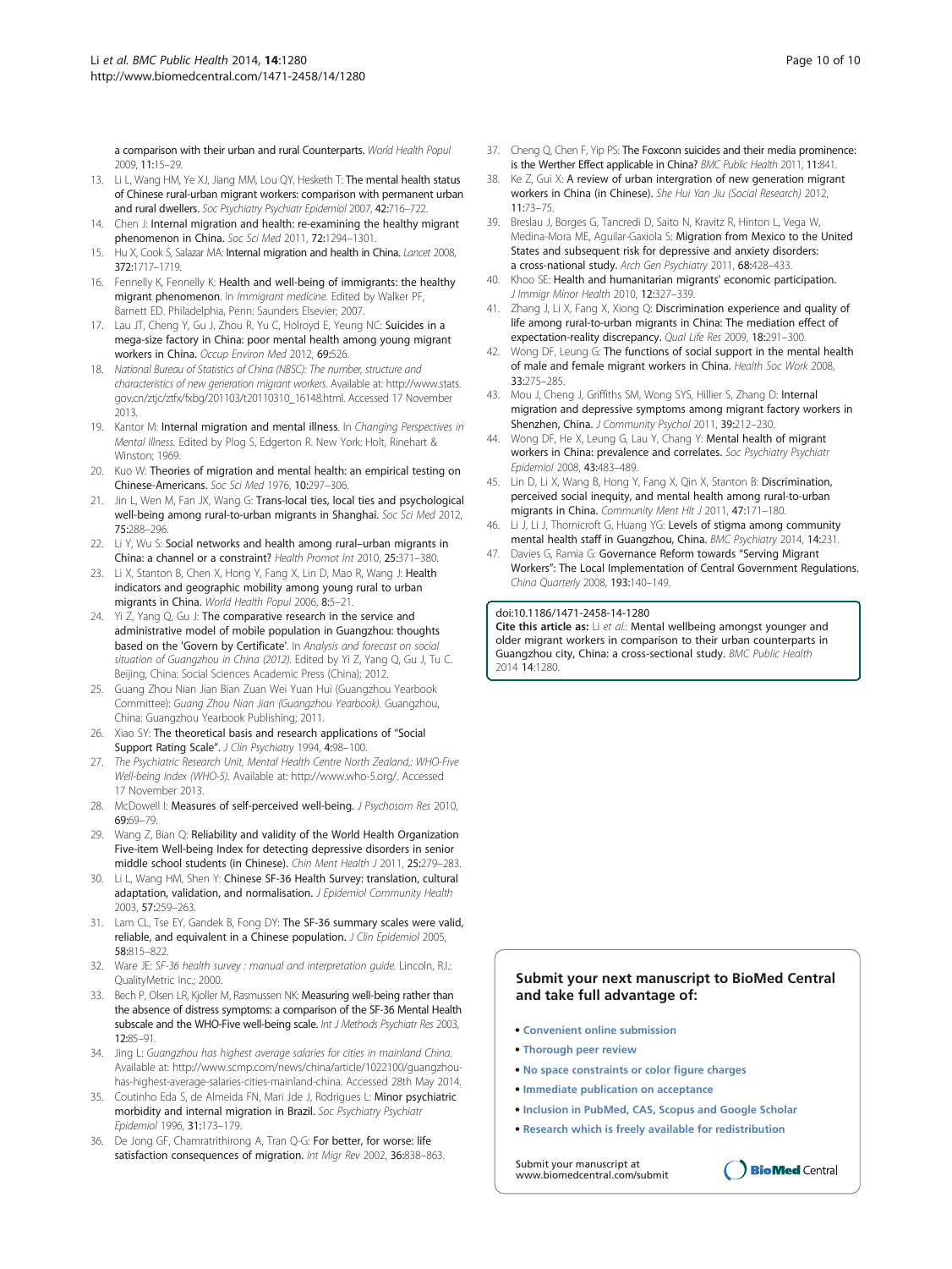a comparison with their urban and rural Counterparts. *World Health Popul* 2009, 11:15–29.

13. Li L, Wang HM, Ye XJ, Jiang MM, Lou QY, Hesketh T: The mental health status of Chinese rural-urban migrant workers: comparison with permanent urban and rural dwellers. *Soc Psychiatry Psychiatr Epidemiol* 2007, 42:716–722.
14. Chen J: Internal migration and health: re-examining the healthy migrant phenomenon in China. *Soc Sci Med* 2011, 72:1294–1301.
15. Hu X, Cook S, Salazar MA: Internal migration and health in China. *Lancet* 2008, 372:1717–1719.
16. Fennelly K, Fennelly K: Health and well-being of immigrants: the healthy migrant phenomenon. In *Immigrant medicine.* Edited by Walker PF, Barnett ED. Philadelphia, Penn: Saunders Elsevier; 2007.
17. Lau JT, Cheng Y, Gu J, Zhou R, Yu C, Holroyd E, Yeung NC: Suicides in a mega-size factory in China: poor mental health among young migrant workers in China. *Occup Environ Med* 2012, 69:526.
18. *National Bureau of Statistics of China (NBSC): The number, structure and characteristics of new generation migrant workers.* Available at: http://www.stats.gov.cn/ztjc/ztfx/fxbg/201103/t20110310_16148.html. Accessed 17 November 2013.
19. Kantor M: Internal migration and mental illness. In *Changing Perspectives in Mental Illness.* Edited by Plog S, Edgerton R. New York: Holt, Rinehart & Winston; 1969.
20. Kuo W: Theories of migration and mental health: an empirical testing on Chinese-Americans. *Soc Sci Med* 1976, 10:297–306.
21. Jin L, Wen M, Fan JX, Wang G: Trans-local ties, local ties and psychological well-being among rural-to-urban migrants in Shanghai. *Soc Sci Med* 2012, 75:288–296.
22. Li Y, Wu S: Social networks and health among rural–urban migrants in China: a channel or a constraint? *Health Promot Int* 2010, 25:371–380.
23. Li X, Stanton B, Chen X, Hong Y, Fang X, Lin D, Mao R, Wang J: Health indicators and geographic mobility among young rural to urban migrants in China. *World Health Popul* 2006, 8:5–21.
24. Yi Z, Yang Q, Gu J: The comparative research in the service and administrative model of mobile population in Guangzhou: thoughts based on the 'Govern by Certificate'. In *Analysis and forecast on social situation of Guangzhou in China (2012).* Edited by Yi Z, Yang Q, Gu J, Tu C. Beijing, China: Social Sciences Academic Press (China); 2012.
25. Guang Zhou Nian Jian Bian Zuan Wei Yuan Hui (Guangzhou Yearbook Committee): *Guang Zhou Nian Jian (Guangzhou Yearbook).* Guangzhou, China: Guangzhou Yearbook Publishing; 2011.
26. Xiao SY: The theoretical basis and research applications of "Social Support Rating Scale". *J Clin Psychiatry* 1994, 4:98–100.
27. *The Psychiatric Research Unit, Mental Health Centre North Zealand,: WHO-Five Well-being Index (WHO-5).* Available at: http://www.who-5.org/. Accessed 17 November 2013.
28. McDowell I: Measures of self-perceived well-being. *J Psychosom Res* 2010, 69:69–79.
29. Wang Z, Bian Q: Reliability and validity of the World Health Organization Five-item Well-being Index for detecting depressive disorders in senior middle school students (in Chinese). *Chin Ment Health J* 2011, 25:279–283.
30. Li L, Wang HM, Shen Y: Chinese SF-36 Health Survey: translation, cultural adaptation, validation, and normalisation. *J Epidemiol Community Health* 2003, 57:259–263.
31. Lam CL, Tse EY, Gandek B, Fong DY: The SF-36 summary scales were valid, reliable, and equivalent in a Chinese population. *J Clin Epidemiol* 2005, 58:815–822.
32. Ware JE: *SF-36 health survey : manual and interpretation guide.* Lincoln, R.I.: QualityMetric Inc.; 2000.
33. Bech P, Olsen LR, Kjoller M, Rasmussen NK: Measuring well-being rather than the absence of distress symptoms: a comparison of the SF-36 Mental Health subscale and the WHO-Five well-being scale. *Int J Methods Psychiatr Res* 2003, 12:85–91.
34. Jing L: *Guangzhou has highest average salaries for cities in mainland China.* Available at: http://www.scmp.com/news/china/article/1022100/guangzhou-has-highest-average-salaries-cities-mainland-china. Accessed 28th May 2014.
35. Coutinho Eda S, de Almeida FN, Mari Jde J, Rodrigues L: Minor psychiatric morbidity and internal migration in Brazil. *Soc Psychiatry Psychiatr Epidemiol* 1996, 31:173–179.
36. De Jong GF, Chamratrithirong A, Tran Q-G: For better, for worse: life satisfaction consequences of migration. *Int Migr Rev* 2002, 36:838–863.
37. Cheng Q, Chen F, Yip PS: The Foxconn suicides and their media prominence: is the Werther Effect applicable in China? *BMC Public Health* 2011, 11:841.
38. Ke Z, Gui X: A review of urban intergration of new generation migrant workers in China (in Chinese). *She Hui Yan Jiu (Social Research)* 2012, 11:73–75.
39. Breslau J, Borges G, Tancredi D, Saito N, Kravitz R, Hinton L, Vega W, Medina-Mora ME, Aguilar-Gaxiola S: Migration from Mexico to the United States and subsequent risk for depressive and anxiety disorders: a cross-national study. *Arch Gen Psychiatry* 2011, 68:428–433.
40. Khoo SE: Health and humanitarian migrants' economic participation. *J Immigr Minor Health* 2010, 12:327–339.
41. Zhang J, Li X, Fang X, Xiong Q: Discrimination experience and quality of life among rural-to-urban migrants in China: The mediation effect of expectation-reality discrepancy. *Qual Life Res* 2009, 18:291–300.
42. Wong DF, Leung G: The functions of social support in the mental health of male and female migrant workers in China. *Health Soc Work* 2008, 33:275–285.
43. Mou J, Cheng J, Griffiths SM, Wong SYS, Hillier S, Zhang D: Internal migration and depressive symptoms among migrant factory workers in Shenzhen, China. *J Community Psychol* 2011, 39:212–230.
44. Wong DF, He X, Leung G, Lau Y, Chang Y: Mental health of migrant workers in China: prevalence and correlates. *Soc Psychiatry Psychiatr Epidemiol* 2008, 43:483–489.
45. Lin D, Li X, Wang B, Hong Y, Fang X, Qin X, Stanton B: Discrimination, perceived social inequity, and mental health among rural-to-urban migrants in China. *Community Ment Hlt J* 2011, 47:171–180.
46. Li J, Li J, Thornicroft G, Huang YG: Levels of stigma among community mental health staff in Guangzhou, China. *BMC Psychiatry* 2014, 14:231.
47. Davies G, Ramia G: Governance Reform towards "Serving Migrant Workers": The Local Implementation of Central Government Regulations. *China Quarterly* 2008, 193:140–149.

doi:10.1186/1471-2458-14-1280

**Cite this article as:** Li *et al.*: Mental wellbeing amongst younger and older migrant workers in comparison to their urban counterparts in Guangzhou city, China: a cross-sectional study. *BMC Public Health* 2014 14:1280.

**Submit your next manuscript to BioMed Central and take full advantage of:**

- Convenient online submission
- Thorough peer review
- No space constraints or color figure charges
- Immediate publication on acceptance
- Inclusion in PubMed, CAS, Scopus and Google Scholar
- Research which is freely available for redistribution

Submit your manuscript at www.biomedcentral.com/submit

BioMed Central